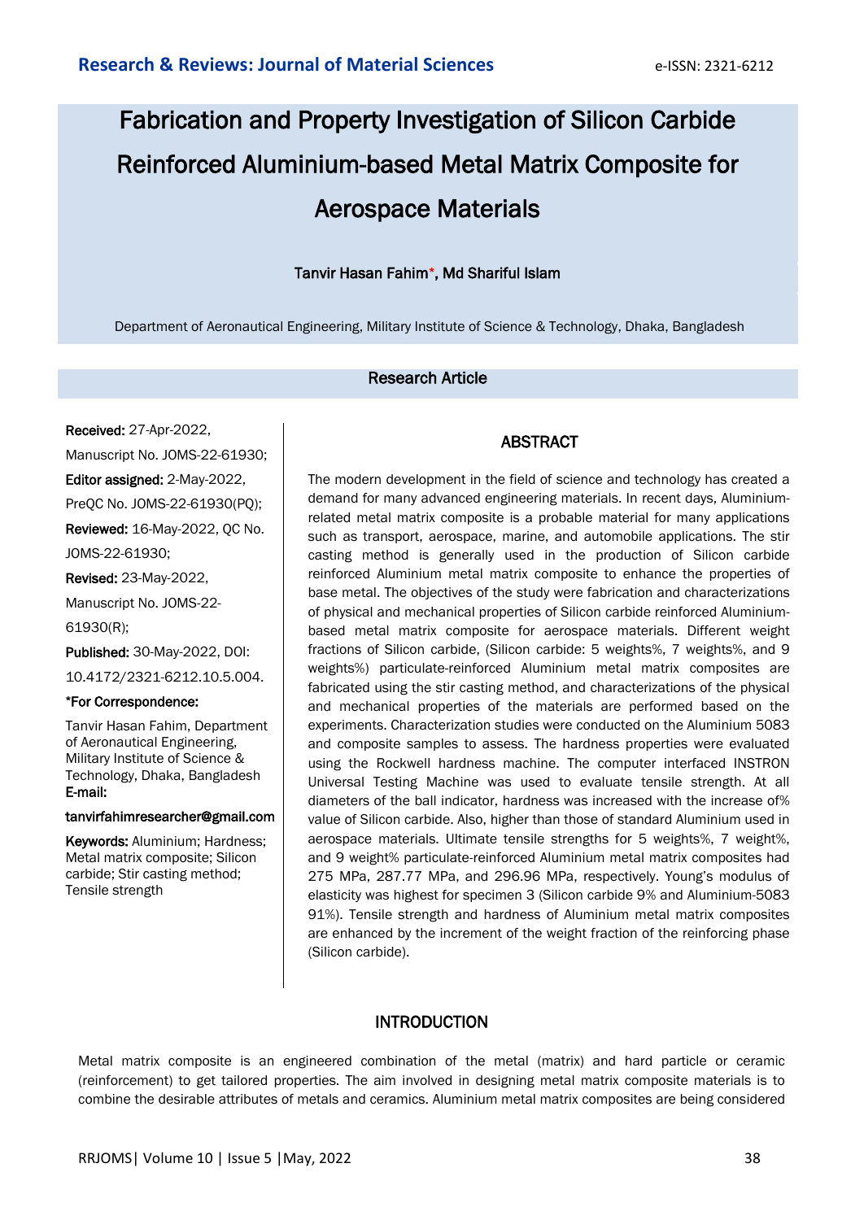# Fabrication and Property Investigation of Silicon Carbide Reinforced Aluminium-based Metal Matrix Composite for Aerospace Materials

**Tanvir Hasan Fahim*, Md Shariful Islam**

Department of Aeronautical Engineering, Military Institute of Science & Technology, Dhaka, Bangladesh

**Research Article**

**Received:** 27-Apr-2022, Manuscript No. JOMS-22-61930; **Editor assigned:** 2-May-2022, PreQC No. JOMS-22-61930(PQ); **Reviewed:** 16-May-2022, QC No. JOMS-22-61930; **Revised:** 23-May-2022, Manuscript No. JOMS-22-61930(R); **Published:** 30-May-2022, DOI: 10.4172/2321-6212.10.5.004.

***For Correspondence:**

Tanvir Hasan Fahim, Department of Aeronautical Engineering, Military Institute of Science & Technology, Dhaka, Bangladesh

**E-mail:** tanvirfahimresearcher@gmail.com

**Keywords:** Aluminium; Hardness; Metal matrix composite; Silicon carbide; Stir casting method; Tensile strength

## ABSTRACT

The modern development in the field of science and technology has created a demand for many advanced engineering materials. In recent days, Aluminium-related metal matrix composite is a probable material for many applications such as transport, aerospace, marine, and automobile applications. The stir casting method is generally used in the production of Silicon carbide reinforced Aluminium metal matrix composite to enhance the properties of base metal. The objectives of the study were fabrication and characterizations of physical and mechanical properties of Silicon carbide reinforced Aluminium-based metal matrix composite for aerospace materials. Different weight fractions of Silicon carbide, (Silicon carbide: 5 weights%, 7 weights%, and 9 weights%) particulate-reinforced Aluminium metal matrix composites are fabricated using the stir casting method, and characterizations of the physical and mechanical properties of the materials are performed based on the experiments. Characterization studies were conducted on the Aluminium 5083 and composite samples to assess. The hardness properties were evaluated using the Rockwell hardness machine. The computer interfaced INSTRON Universal Testing Machine was used to evaluate tensile strength. At all diameters of the ball indicator, hardness was increased with the increase of% value of Silicon carbide. Also, higher than those of standard Aluminium used in aerospace materials. Ultimate tensile strengths for 5 weights%, 7 weight%, and 9 weight% particulate-reinforced Aluminium metal matrix composites had 275 MPa, 287.77 MPa, and 296.96 MPa, respectively. Young's modulus of elasticity was highest for specimen 3 (Silicon carbide 9% and Aluminium-5083 91%). Tensile strength and hardness of Aluminium metal matrix composites are enhanced by the increment of the weight fraction of the reinforcing phase (Silicon carbide).

## INTRODUCTION

Metal matrix composite is an engineered combination of the metal (matrix) and hard particle or ceramic (reinforcement) to get tailored properties. The aim involved in designing metal matrix composite materials is to combine the desirable attributes of metals and ceramics. Aluminium metal matrix composites are being considered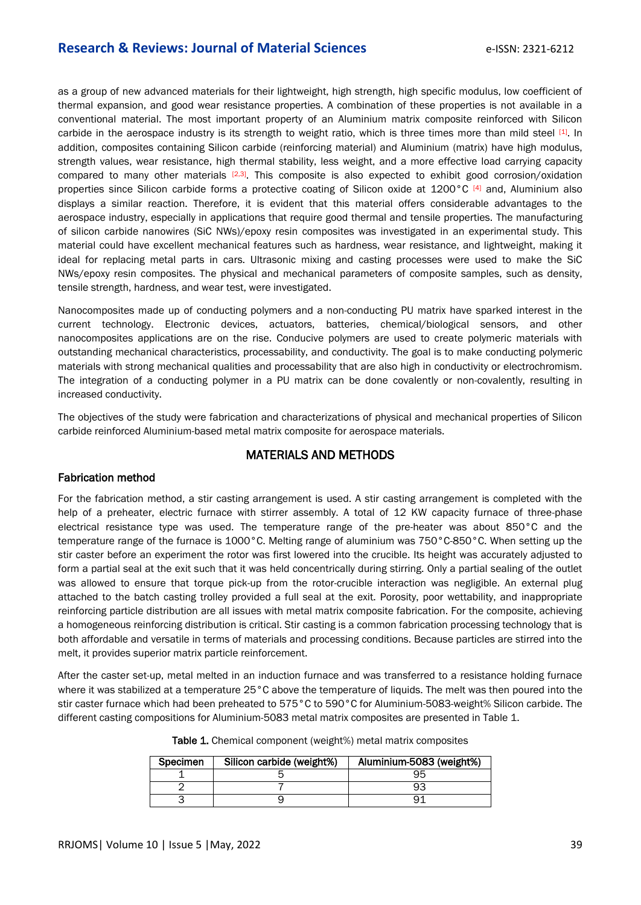as a group of new advanced materials for their lightweight, high strength, high specific modulus, low coefficient of thermal expansion, and good wear resistance properties. A combination of these properties is not available in a conventional material. The most important property of an Aluminium matrix composite reinforced with Silicon carbide in the aerospace industry is its strength to weight ratio, which is three times more than mild steel [1]. In addition, composites containing Silicon carbide (reinforcing material) and Aluminium (matrix) have high modulus, strength values, wear resistance, high thermal stability, less weight, and a more effective load carrying capacity compared to many other materials [2,3]. This composite is also expected to exhibit good corrosion/oxidation properties since Silicon carbide forms a protective coating of Silicon oxide at 1200°C [4] and, Aluminium also displays a similar reaction. Therefore, it is evident that this material offers considerable advantages to the aerospace industry, especially in applications that require good thermal and tensile properties. The manufacturing of silicon carbide nanowires (SiC NWs)/epoxy resin composites was investigated in an experimental study. This material could have excellent mechanical features such as hardness, wear resistance, and lightweight, making it ideal for replacing metal parts in cars. Ultrasonic mixing and casting processes were used to make the SiC NWs/epoxy resin composites. The physical and mechanical parameters of composite samples, such as density, tensile strength, hardness, and wear test, were investigated.

Nanocomposites made up of conducting polymers and a non-conducting PU matrix have sparked interest in the current technology. Electronic devices, actuators, batteries, chemical/biological sensors, and other nanocomposites applications are on the rise. Conducive polymers are used to create polymeric materials with outstanding mechanical characteristics, processability, and conductivity. The goal is to make conducting polymeric materials with strong mechanical qualities and processability that are also high in conductivity or electrochromism. The integration of a conducting polymer in a PU matrix can be done covalently or non-covalently, resulting in increased conductivity.

The objectives of the study were fabrication and characterizations of physical and mechanical properties of Silicon carbide reinforced Aluminium-based metal matrix composite for aerospace materials.

## MATERIALS AND METHODS

### Fabrication method

For the fabrication method, a stir casting arrangement is used. A stir casting arrangement is completed with the help of a preheater, electric furnace with stirrer assembly. A total of 12 KW capacity furnace of three-phase electrical resistance type was used. The temperature range of the pre-heater was about 850°C and the temperature range of the furnace is 1000°C. Melting range of aluminium was 750°C-850°C. When setting up the stir caster before an experiment the rotor was first lowered into the crucible. Its height was accurately adjusted to form a partial seal at the exit such that it was held concentrically during stirring. Only a partial sealing of the outlet was allowed to ensure that torque pick-up from the rotor-crucible interaction was negligible. An external plug attached to the batch casting trolley provided a full seal at the exit. Porosity, poor wettability, and inappropriate reinforcing particle distribution are all issues with metal matrix composite fabrication. For the composite, achieving a homogeneous reinforcing distribution is critical. Stir casting is a common fabrication processing technology that is both affordable and versatile in terms of materials and processing conditions. Because particles are stirred into the melt, it provides superior matrix particle reinforcement.

After the caster set-up, metal melted in an induction furnace and was transferred to a resistance holding furnace where it was stabilized at a temperature 25°C above the temperature of liquids. The melt was then poured into the stir caster furnace which had been preheated to 575°C to 590°C for Aluminium-5083-weight% Silicon carbide. The different casting compositions for Aluminium-5083 metal matrix composites are presented in Table 1.

**Table 1.** Chemical component (weight%) metal matrix composites

| Specimen | Silicon carbide (weight%) | Aluminium-5083 (weight%) |
|---|---|---|
| 1 | 5 | 95 |
| 2 | 7 | 93 |
| 3 | 9 | 91 |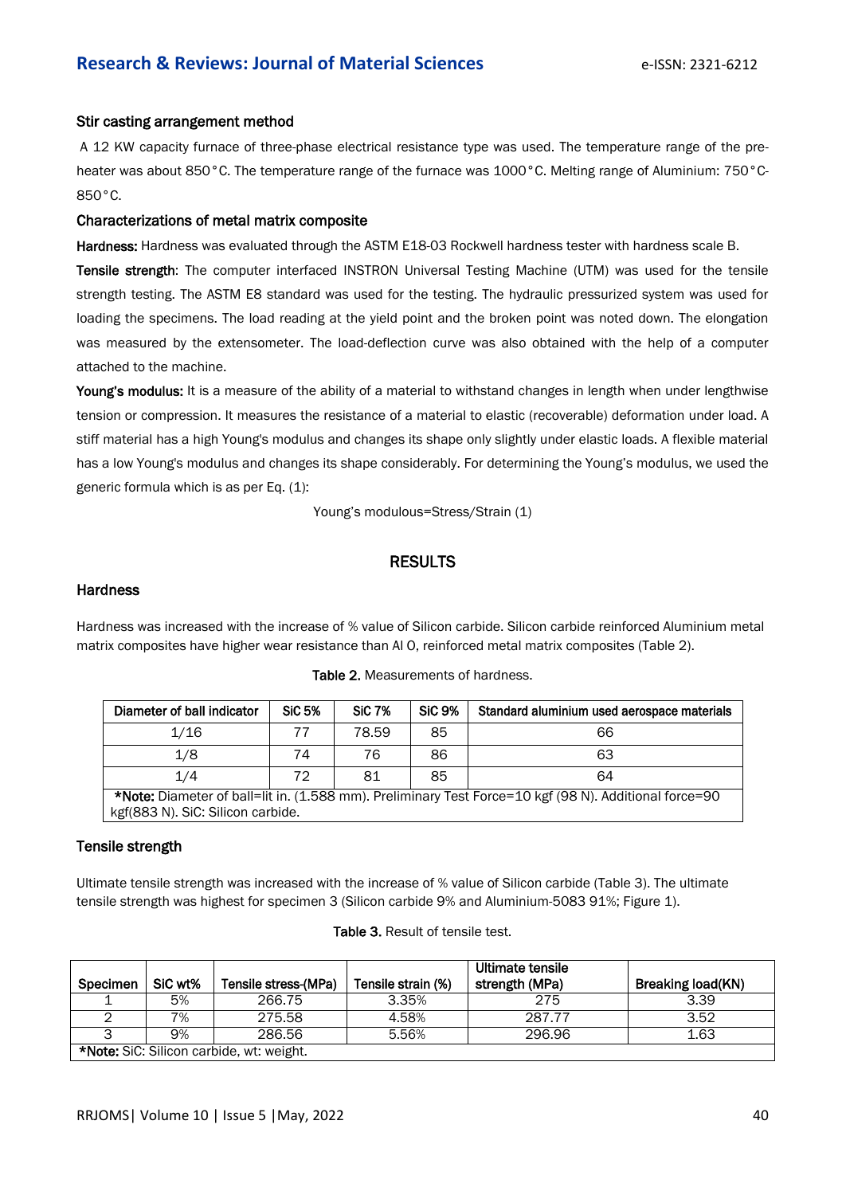### Stir casting arrangement method

A 12 KW capacity furnace of three-phase electrical resistance type was used. The temperature range of the pre-heater was about 850°C. The temperature range of the furnace was 1000°C. Melting range of Aluminium: 750°C-850°C.

### Characterizations of metal matrix composite

**Hardness:** Hardness was evaluated through the ASTM E18-03 Rockwell hardness tester with hardness scale B.

**Tensile strength**: The computer interfaced INSTRON Universal Testing Machine (UTM) was used for the tensile strength testing. The ASTM E8 standard was used for the testing. The hydraulic pressurized system was used for loading the specimens. The load reading at the yield point and the broken point was noted down. The elongation was measured by the extensometer. The load-deflection curve was also obtained with the help of a computer attached to the machine.

**Young's modulus:** It is a measure of the ability of a material to withstand changes in length when under lengthwise tension or compression. It measures the resistance of a material to elastic (recoverable) deformation under load. A stiff material has a high Young's modulus and changes its shape only slightly under elastic loads. A flexible material has a low Young's modulus and changes its shape considerably. For determining the Young's modulus, we used the generic formula which is as per Eq. (1):

$$\text{Young's modulous} = \text{Stress}/\text{Strain} \quad (1)$$

## RESULTS

### Hardness

Hardness was increased with the increase of % value of Silicon carbide. Silicon carbide reinforced Aluminium metal matrix composites have higher wear resistance than Al O, reinforced metal matrix composites (Table 2).

**Table 2.** Measurements of hardness.

| Diameter of ball indicator | SiC 5% | SiC 7% | SiC 9% | Standard aluminium used aerospace materials |
|---|---|---|---|---|
| 1/16 | 77 | 78.59 | 85 | 66 |
| 1/8 | 74 | 76 | 86 | 63 |
| 1/4 | 72 | 81 | 85 | 64 |

***Note:** Diameter of ball=lit in. (1.588 mm). Preliminary Test Force=10 kgf (98 N). Additional force=90 kgf(883 N). SiC: Silicon carbide.

### Tensile strength

Ultimate tensile strength was increased with the increase of % value of Silicon carbide (Table 3). The ultimate tensile strength was highest for specimen 3 (Silicon carbide 9% and Aluminium-5083 91%; Figure 1).

**Table 3.** Result of tensile test.

| Specimen | SiC wt% | Tensile stress-(MPa) | Tensile strain (%) | Ultimate tensile strength (MPa) | Breaking load(KN) |
|---|---|---|---|---|---|
| 1 | 5% | 266.75 | 3.35% | 275 | 3.39 |
| 2 | 7% | 275.58 | 4.58% | 287.77 | 3.52 |
| 3 | 9% | 286.56 | 5.56% | 296.96 | 1.63 |

***Note:** SiC: Silicon carbide, wt: weight.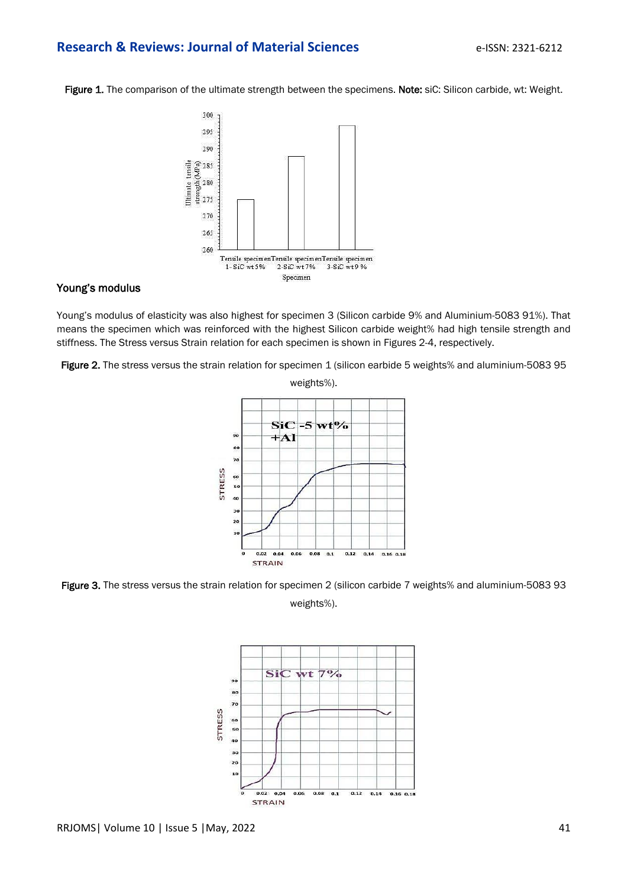**Figure 1.** The comparison of the ultimate strength between the specimens. **Note:** siC: Silicon carbide, wt: Weight.

## Young's modulus

Young's modulus of elasticity was also highest for specimen 3 (Silicon carbide 9% and Aluminium-5083 91%). That means the specimen which was reinforced with the highest Silicon carbide weight% had high tensile strength and stiffness. The Stress versus Strain relation for each specimen is shown in Figures 2-4, respectively.

**Figure 2.** The stress versus the strain relation for specimen 1 (silicon earbide 5 weights% and aluminium-5083 95 weights%).

**Figure 3.** The stress versus the strain relation for specimen 2 (silicon carbide 7 weights% and aluminium-5083 93 weights%).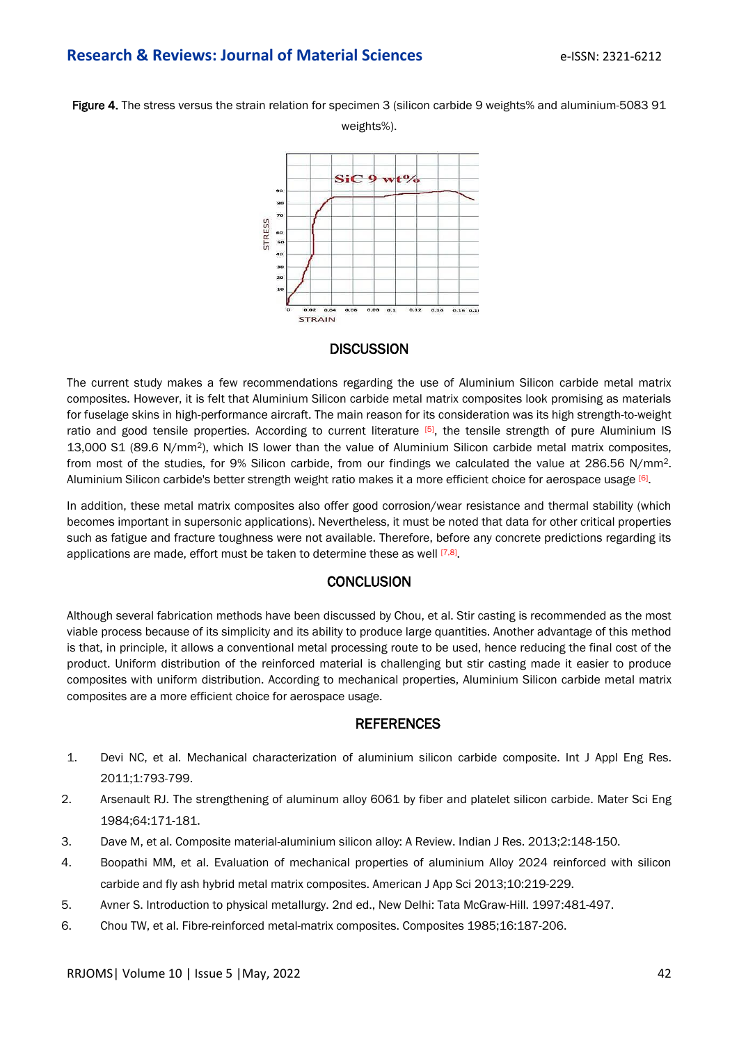**Figure 4.** The stress versus the strain relation for specimen 3 (silicon carbide 9 weights% and aluminium-5083 91 weights%).

## DISCUSSION

The current study makes a few recommendations regarding the use of Aluminium Silicon carbide metal matrix composites. However, it is felt that Aluminium Silicon carbide metal matrix composites look promising as materials for fuselage skins in high-performance aircraft. The main reason for its consideration was its high strength-to-weight ratio and good tensile properties. According to current literature [5], the tensile strength of pure Aluminium IS 13,000 S1 (89.6 N/mm$^2$), which IS lower than the value of Aluminium Silicon carbide metal matrix composites, from most of the studies, for 9% Silicon carbide, from our findings we calculated the value at 286.56 N/mm$^2$. Aluminium Silicon carbide's better strength weight ratio makes it a more efficient choice for aerospace usage [6].

In addition, these metal matrix composites also offer good corrosion/wear resistance and thermal stability (which becomes important in supersonic applications). Nevertheless, it must be noted that data for other critical properties such as fatigue and fracture toughness were not available. Therefore, before any concrete predictions regarding its applications are made, effort must be taken to determine these as well [7,8].

## CONCLUSION

Although several fabrication methods have been discussed by Chou, et al. Stir casting is recommended as the most viable process because of its simplicity and its ability to produce large quantities. Another advantage of this method is that, in principle, it allows a conventional metal processing route to be used, hence reducing the final cost of the product. Uniform distribution of the reinforced material is challenging but stir casting made it easier to produce composites with uniform distribution. According to mechanical properties, Aluminium Silicon carbide metal matrix composites are a more efficient choice for aerospace usage.

## REFERENCES

1. Devi NC, et al. Mechanical characterization of aluminium silicon carbide composite. Int J Appl Eng Res. 2011;1:793-799.
2. Arsenault RJ. The strengthening of aluminum alloy 6061 by fiber and platelet silicon carbide. Mater Sci Eng 1984;64:171-181.
3. Dave M, et al. Composite material-aluminium silicon alloy: A Review. Indian J Res. 2013;2:148-150.
4. Boopathi MM, et al. Evaluation of mechanical properties of aluminium Alloy 2024 reinforced with silicon carbide and fly ash hybrid metal matrix composites. American J App Sci 2013;10:219-229.
5. Avner S. Introduction to physical metallurgy. 2nd ed., New Delhi: Tata McGraw-Hill. 1997:481-497.
6. Chou TW, et al. Fibre-reinforced metal-matrix composites. Composites 1985;16:187-206.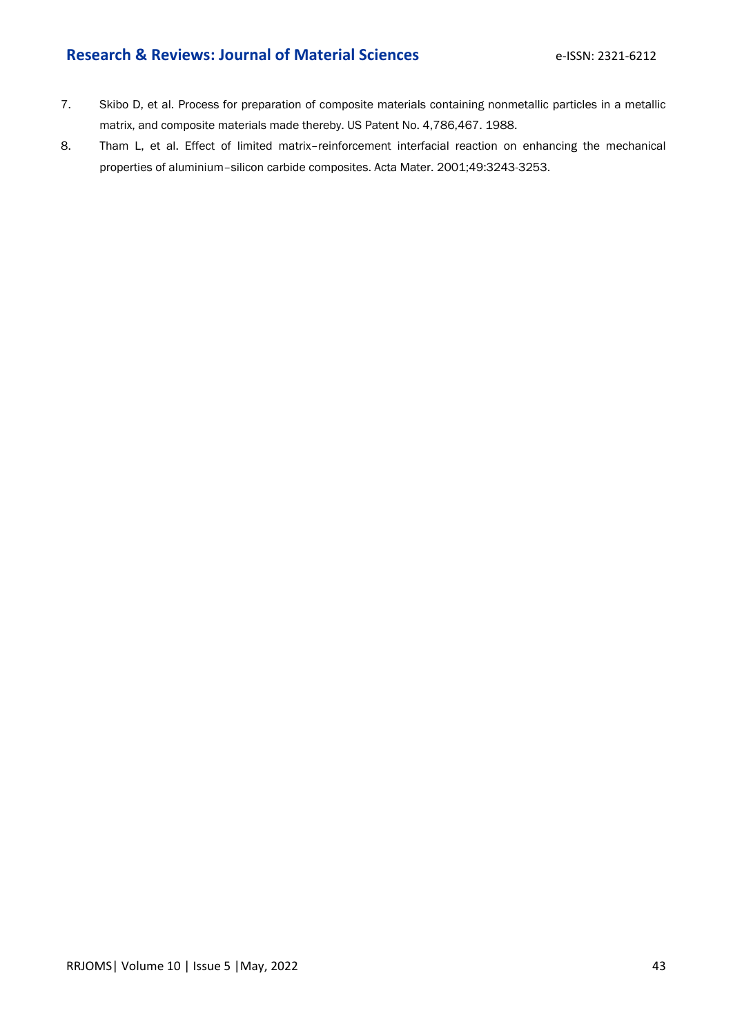7. Skibo D, et al. Process for preparation of composite materials containing nonmetallic particles in a metallic matrix, and composite materials made thereby. US Patent No. 4,786,467. 1988.
8. Tham L, et al. Effect of limited matrix–reinforcement interfacial reaction on enhancing the mechanical properties of aluminium–silicon carbide composites. Acta Mater. 2001;49:3243-3253.